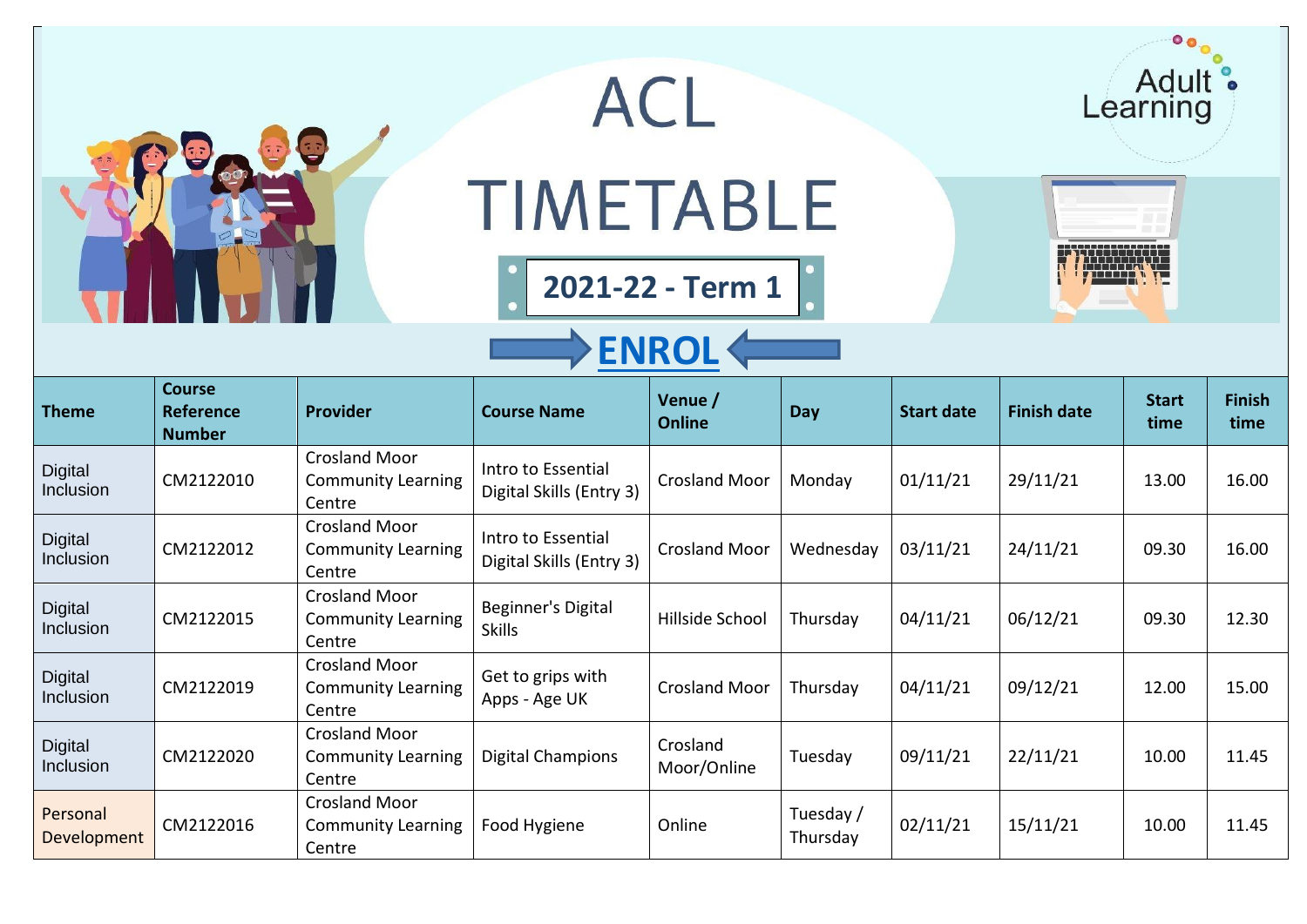# ACL TIMETABLE

## 2021-22 - Term 1

**ENROL**

| Theme | Course Reference Number | Provider | Course Name | Venue / Online | Day | Start date | Finish date | Start time | Finish time |
|---|---|---|---|---|---|---|---|---|---|
| Digital Inclusion | CM2122010 | Crosland Moor Community Learning Centre | Intro to Essential Digital Skills (Entry 3) | Crosland Moor | Monday | 01/11/21 | 29/11/21 | 13.00 | 16.00 |
| Digital Inclusion | CM2122012 | Crosland Moor Community Learning Centre | Intro to Essential Digital Skills (Entry 3) | Crosland Moor | Wednesday | 03/11/21 | 24/11/21 | 09.30 | 16.00 |
| Digital Inclusion | CM2122015 | Crosland Moor Community Learning Centre | Beginner's Digital Skills | Hillside School | Thursday | 04/11/21 | 06/12/21 | 09.30 | 12.30 |
| Digital Inclusion | CM2122019 | Crosland Moor Community Learning Centre | Get to grips with Apps - Age UK | Crosland Moor | Thursday | 04/11/21 | 09/12/21 | 12.00 | 15.00 |
| Digital Inclusion | CM2122020 | Crosland Moor Community Learning Centre | Digital Champions | Crosland Moor/Online | Tuesday | 09/11/21 | 22/11/21 | 10.00 | 11.45 |
| Personal Development | CM2122016 | Crosland Moor Community Learning Centre | Food Hygiene | Online | Tuesday / Thursday | 02/11/21 | 15/11/21 | 10.00 | 11.45 |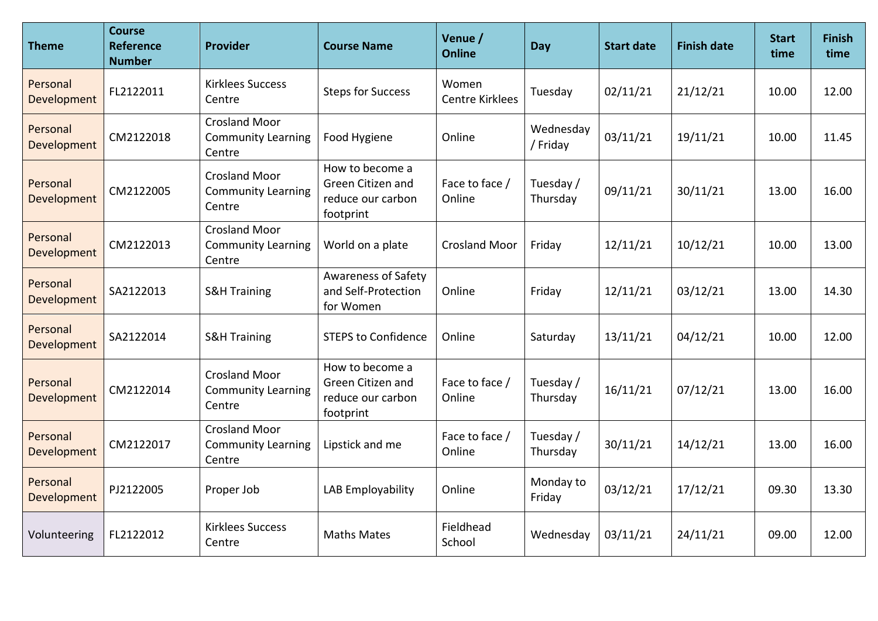| Theme | Course Reference Number | Provider | Course Name | Venue / Online | Day | Start date | Finish date | Start time | Finish time |
|---|---|---|---|---|---|---|---|---|---|
| Personal Development | FL2122011 | Kirklees Success Centre | Steps for Success | Women Centre Kirklees | Tuesday | 02/11/21 | 21/12/21 | 10.00 | 12.00 |
| Personal Development | CM2122018 | Crosland Moor Community Learning Centre | Food Hygiene | Online | Wednesday / Friday | 03/11/21 | 19/11/21 | 10.00 | 11.45 |
| Personal Development | CM2122005 | Crosland Moor Community Learning Centre | How to become a Green Citizen and reduce our carbon footprint | Face to face / Online | Tuesday / Thursday | 09/11/21 | 30/11/21 | 13.00 | 16.00 |
| Personal Development | CM2122013 | Crosland Moor Community Learning Centre | World on a plate | Crosland Moor | Friday | 12/11/21 | 10/12/21 | 10.00 | 13.00 |
| Personal Development | SA2122013 | S&H Training | Awareness of Safety and Self-Protection for Women | Online | Friday | 12/11/21 | 03/12/21 | 13.00 | 14.30 |
| Personal Development | SA2122014 | S&H Training | STEPS to Confidence | Online | Saturday | 13/11/21 | 04/12/21 | 10.00 | 12.00 |
| Personal Development | CM2122014 | Crosland Moor Community Learning Centre | How to become a Green Citizen and reduce our carbon footprint | Face to face / Online | Tuesday / Thursday | 16/11/21 | 07/12/21 | 13.00 | 16.00 |
| Personal Development | CM2122017 | Crosland Moor Community Learning Centre | Lipstick and me | Face to face / Online | Tuesday / Thursday | 30/11/21 | 14/12/21 | 13.00 | 16.00 |
| Personal Development | PJ2122005 | Proper Job | LAB Employability | Online | Monday to Friday | 03/12/21 | 17/12/21 | 09.30 | 13.30 |
| Volunteering | FL2122012 | Kirklees Success Centre | Maths Mates | Fieldhead School | Wednesday | 03/11/21 | 24/11/21 | 09.00 | 12.00 |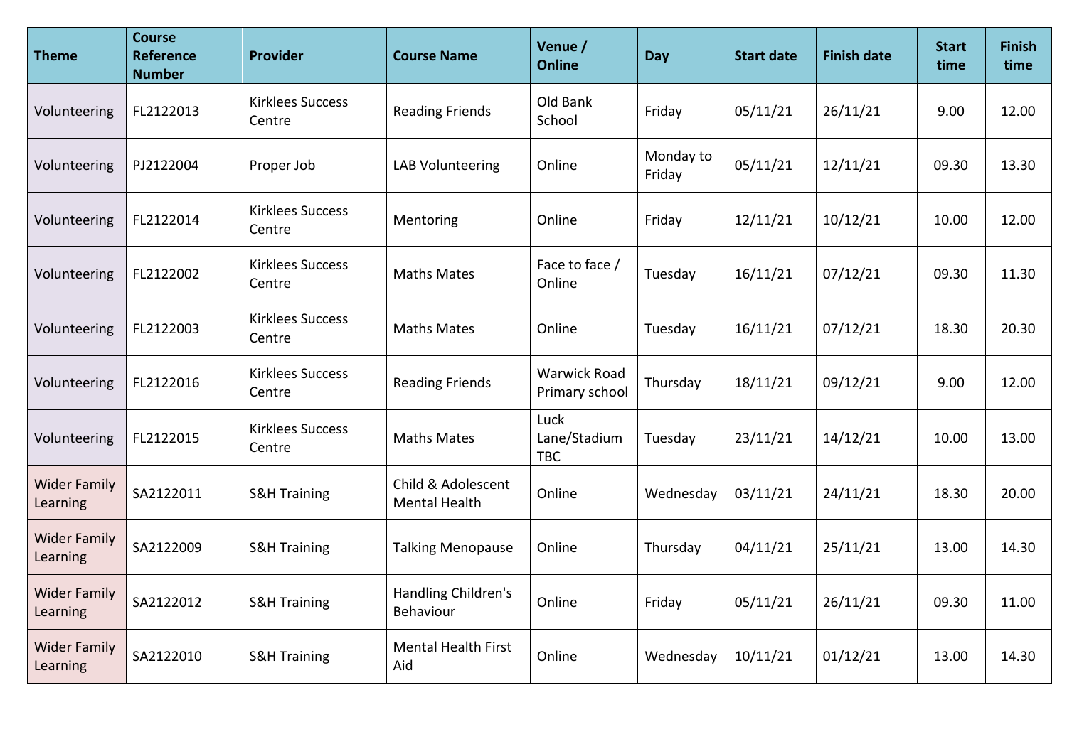| Theme | Course Reference Number | Provider | Course Name | Venue / Online | Day | Start date | Finish date | Start time | Finish time |
|---|---|---|---|---|---|---|---|---|---|
| Volunteering | FL2122013 | Kirklees Success Centre | Reading Friends | Old Bank School | Friday | 05/11/21 | 26/11/21 | 9.00 | 12.00 |
| Volunteering | PJ2122004 | Proper Job | LAB Volunteering | Online | Monday to Friday | 05/11/21 | 12/11/21 | 09.30 | 13.30 |
| Volunteering | FL2122014 | Kirklees Success Centre | Mentoring | Online | Friday | 12/11/21 | 10/12/21 | 10.00 | 12.00 |
| Volunteering | FL2122002 | Kirklees Success Centre | Maths Mates | Face to face / Online | Tuesday | 16/11/21 | 07/12/21 | 09.30 | 11.30 |
| Volunteering | FL2122003 | Kirklees Success Centre | Maths Mates | Online | Tuesday | 16/11/21 | 07/12/21 | 18.30 | 20.30 |
| Volunteering | FL2122016 | Kirklees Success Centre | Reading Friends | Warwick Road Primary school | Thursday | 18/11/21 | 09/12/21 | 9.00 | 12.00 |
| Volunteering | FL2122015 | Kirklees Success Centre | Maths Mates | Luck Lane/Stadium TBC | Tuesday | 23/11/21 | 14/12/21 | 10.00 | 13.00 |
| Wider Family Learning | SA2122011 | S&H Training | Child & Adolescent Mental Health | Online | Wednesday | 03/11/21 | 24/11/21 | 18.30 | 20.00 |
| Wider Family Learning | SA2122009 | S&H Training | Talking Menopause | Online | Thursday | 04/11/21 | 25/11/21 | 13.00 | 14.30 |
| Wider Family Learning | SA2122012 | S&H Training | Handling Children's Behaviour | Online | Friday | 05/11/21 | 26/11/21 | 09.30 | 11.00 |
| Wider Family Learning | SA2122010 | S&H Training | Mental Health First Aid | Online | Wednesday | 10/11/21 | 01/12/21 | 13.00 | 14.30 |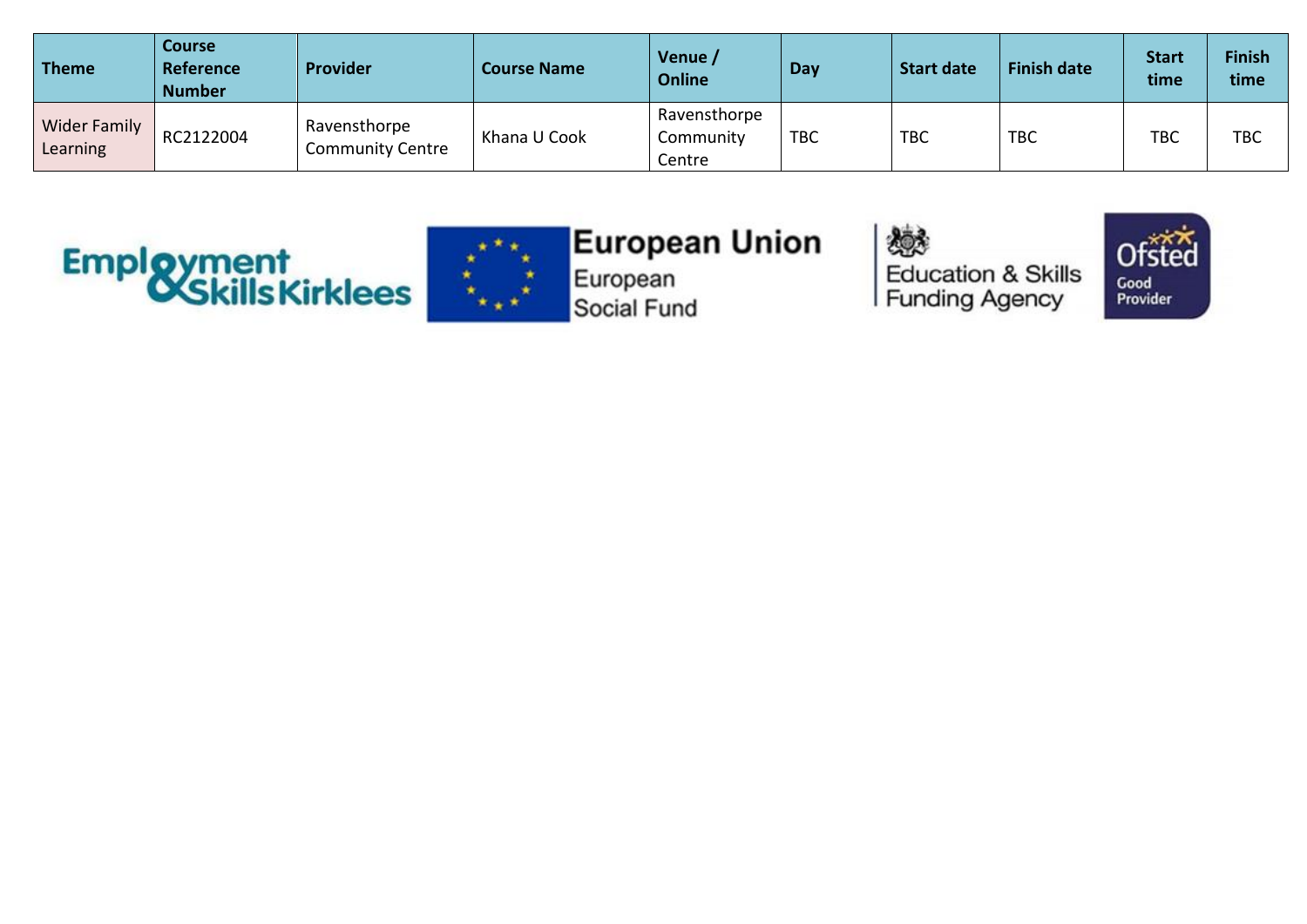| Theme | Course Reference Number | Provider | Course Name | Venue / Online | Day | Start date | Finish date | Start time | Finish time |
|---|---|---|---|---|---|---|---|---|---|
| Wider Family Learning | RC2122004 | Ravensthorpe Community Centre | Khana U Cook | Ravensthorpe Community Centre | TBC | TBC | TBC | TBC | TBC |

Employment & Skills Kirklees

European Union European Social Fund

Education & Skills Funding Agency

Ofsted Good Provider